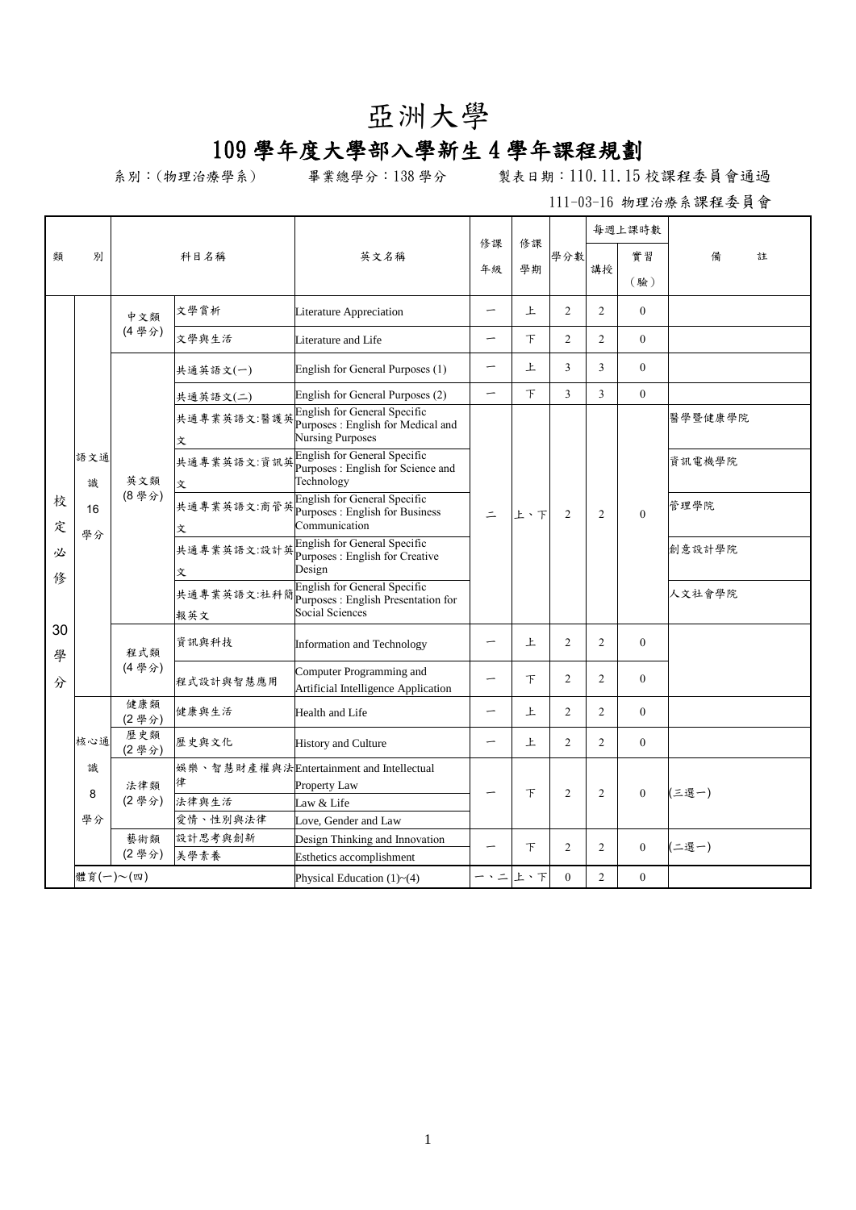# 亞洲大學

## 109 學年度大學部入學新生 4 學年課程規劃

系別：(物理治療學系)　　畢業總學分：138 學分　　製表日期：110.11.15 校課程委員會通過

111-03-16 物理治療系課程委員會

| 類別 | | | 科目名稱 | 英文名稱 | 修課年級 | 修課學期 | 學分數 | 每週上課時數 講授 | 每週上課時數 實習(驗) | 備註 |
|---|---|---|---|---|---|---|---|---|---|---|
| 校定必修 30 學分 | 語文通識 16 學分 | 中文類 (4 學分) | 文學賞析 | Literature Appreciation | 一 | 上 | 2 | 2 | 0 | |
| | | | 文學與生活 | Literature and Life | 一 | 下 | 2 | 2 | 0 | |
| | | 英文類 (8 學分) | 共通英語文(一) | English for General Purposes (1) | 一 | 上 | 3 | 3 | 0 | |
| | | | 共通英語文(二) | English for General Purposes (2) | 一 | 下 | 3 | 3 | 0 | |
| | | | 共通專業英語文:醫護英文 | English for General Specific Purposes : English for Medical and Nursing Purposes | 二 | 上、下 | 2 | 2 | 0 | 醫學暨健康學院 |
| | | | 共通專業英語文:資訊英文 | English for General Specific Purposes : English for Science and Technology | | | | | | 資訊電機學院 |
| | | | 共通專業英語文:商管英文 | English for General Specific Purposes : English for Business Communication | | | | | | 管理學院 |
| | | | 共通專業英語文:設計英文 | English for General Specific Purposes : English for Creative Design | | | | | | 創意設計學院 |
| | | | 共通專業英語文:社科簡報英文 | English for General Specific Purposes : English Presentation for Social Sciences | | | | | | 人文社會學院 |
| | | 程式類 (4 學分) | 資訊與科技 | Information and Technology | 一 | 上 | 2 | 2 | 0 | |
| | | | 程式設計與智慧應用 | Computer Programming and Artificial Intelligence Application | 一 | 下 | 2 | 2 | 0 | |
| | 核心通識 8 學分 | 健康類 (2 學分) | 健康與生活 | Health and Life | 一 | 上 | 2 | 2 | 0 | |
| | | 歷史類 (2 學分) | 歷史與文化 | History and Culture | 一 | 上 | 2 | 2 | 0 | |
| | | 法律類 (2 學分) | 娛樂、智慧財產權與法律 | Entertainment and Intellectual Property Law | 一 | 下 | 2 | 2 | 0 | (三選一) |
| | | | 法律與生活 | Law & Life | | | | | | |
| | | | 愛情、性別與法律 | Love, Gender and Law | | | | | | |
| | | 藝術類 (2 學分) | 設計思考與創新 | Design Thinking and Innovation | 一 | 下 | 2 | 2 | 0 | (二選一) |
| | | | 美學素養 | Esthetics accomplishment | | | | | | |
| | 體育(一)～(四) | | | Physical Education (1)~(4) | 一、二 | 上、下 | 0 | 2 | 0 | |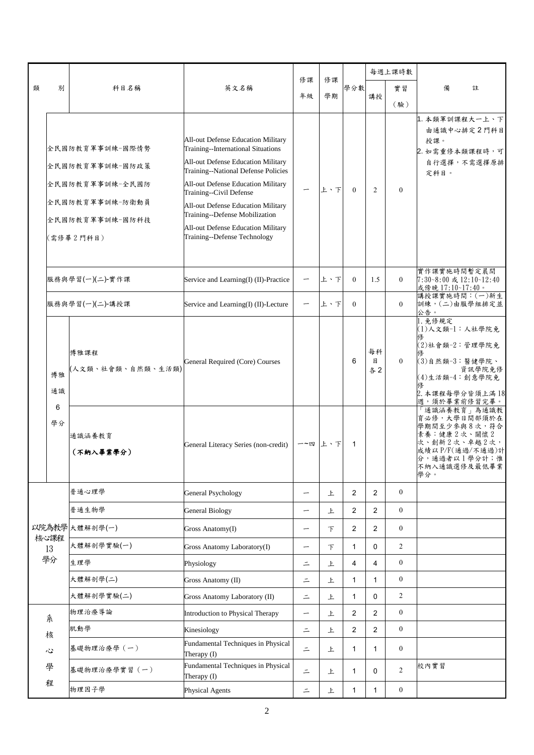| 類別 | | 科目名稱 | 英文名稱 | 修課年級 | 修課學期 | 學分數 | 每週上課時數 | | 備註 |
|---|---|---|---|---|---|---|---|---|---|
| | | | | | | | 講授 | 實習(驗) | |
| | 全民國防教育軍事訓練-國際情勢<br>全民國防教育軍事訓練-國防政策<br>全民國防教育軍事訓練-全民國防<br>全民國防教育軍事訓練-防衛動員<br>全民國防教育軍事訓練-國防科技<br>(需修畢2門科目) | | All-out Defense Education Military Training--International Situations<br>All-out Defense Education Military Training--National Defense Policies<br>All-out Defense Education Military Training--Civil Defense<br>All-out Defense Education Military Training--Defense Mobilization<br>All-out Defense Education Military Training--Defense Technology | 一 | 上、下 | 0 | 2 | 0 | 1. 本類軍訓課程大一上、下由通識中心排定2門科目授課。<br>2. 如需重修本類課程時，可自行選擇，不需選擇原排定科目。 |
| | 服務與學習(一)(二)-實作課 | | Service and Learning(I) (II)-Practice | 一 | 上、下 | 0 | 1.5 | 0 | 實作課實施時間暫定晨間7:30~8:00或12:10~12:40或傍晚17:10~17:40。 |
| | 服務與學習(一)(二)-講授課 | | Service and Learning(I) (II)-Lecture | 一 | 上、下 | 0 | | 0 | 講授課實施時間：(一)新生訓練，(二)由服學組排定並公告。 |
| | 博雅通識6學分 | 博雅課程<br>(人文類、社會類、自然類、生活類) | General Required (Core) Courses | | | 6 | 每科目各2 | 0 | 1. 免修規定<br>(1)人文類-1：人社學院免修<br>(2)社會類-2：管理學院免修<br>(3)自然類-3：醫健學院、資訊學院免修<br>(4)生活類-4：創意學院免修<br>2. 本課程每學分皆須上滿18週，須於畢業前修習完畢。 |
| | | 通識涵養教育<br>**(不納入畢業學分)** | General Literacy Series (non-credit) | 一~四 | 上、下 | 1 | | | 「通識涵養教育」為通識教育必修，大學日間部須於在學期間至少參與8次，符合素養：健康2次、關懷2次、創新2次、卓越2次，成績以P/F(通過/不通過)計分，通過者以1學分計；惟不納入通識選修及最低畢業學分。 |
| 以院為教學核心課程13學分 | | 普通心理學 | General Psychology | 一 | 上 | 2 | 2 | 0 | |
| | | 普通生物學 | General Biology | 一 | 上 | 2 | 2 | 0 | |
| | | 大體解剖學(一) | Gross Anatomy(I) | 一 | 下 | 2 | 2 | 0 | |
| | | 大體解剖學實驗(一) | Gross Anatomy Laboratory(I) | 一 | 下 | 1 | 0 | 2 | |
| | | 生理學 | Physiology | 二 | 上 | 4 | 4 | 0 | |
| | | 大體解剖學(二) | Gross Anatomy (II) | 二 | 上 | 1 | 1 | 0 | |
| | | 大體解剖學實驗(二) | Gross Anatomy Laboratory (II) | 二 | 上 | 1 | 0 | 2 | |
| 系核心學程 | | 物理治療導論 | Introduction to Physical Therapy | 一 | 上 | 2 | 2 | 0 | |
| | | 肌動學 | Kinesiology | 二 | 上 | 2 | 2 | 0 | |
| | | 基礎物理治療學（一） | Fundamental Techniques in Physical Therapy (I) | 二 | 上 | 1 | 1 | 0 | |
| | | 基礎物理治療學實習（一） | Fundamental Techniques in Physical Therapy (I) | 二 | 上 | 1 | 0 | 2 | 校內實習 |
| | | 物理因子學 | Physical Agents | 二 | 上 | 1 | 1 | 0 | |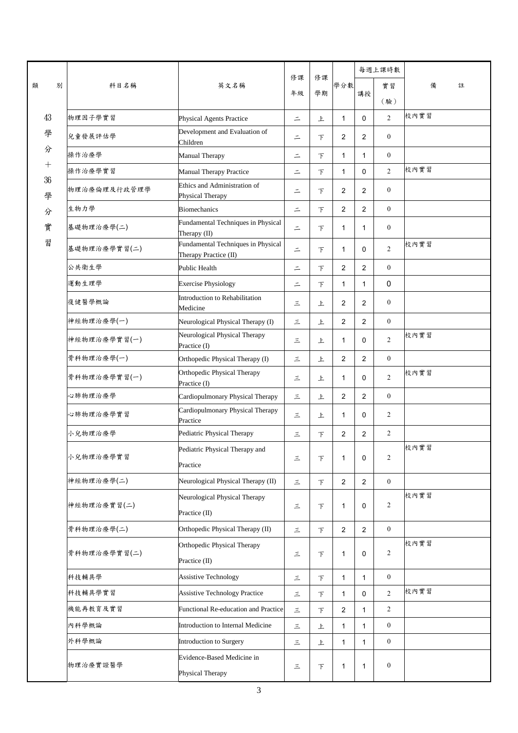| 類　　別 | 科目名稱 | 英文名稱 | 修課年級 | 修課學期 | 學分數 | 每週上課時數 | | 備　　註 |
|---|---|---|---|---|---|---|---|---|
| | | | | | | 講授 | 實習（驗） | |
| 43學分＋36學分實習 | 物理因子學實習 | Physical Agents Practice | 二 | 上 | 1 | 0 | 2 | 校內實習 |
| | 兒童發展評估學 | Development and Evaluation of Children | 二 | 下 | 2 | 2 | 0 | |
| | 操作治療學 | Manual Therapy | 二 | 下 | 1 | 1 | 0 | |
| | 操作治療學實習 | Manual Therapy Practice | 二 | 下 | 1 | 0 | 2 | 校內實習 |
| | 物理治療倫理及行政管理學 | Ethics and Administration of Physical Therapy | 二 | 下 | 2 | 2 | 0 | |
| | 生物力學 | Biomechanics | 二 | 下 | 2 | 2 | 0 | |
| | 基礎物理治療學(二) | Fundamental Techniques in Physical Therapy (II) | 二 | 下 | 1 | 1 | 0 | |
| | 基礎物理治療學實習(二) | Fundamental Techniques in Physical Therapy Practice (II) | 二 | 下 | 1 | 0 | 2 | 校內實習 |
| | 公共衛生學 | Public Health | 二 | 下 | 2 | 2 | 0 | |
| | 運動生理學 | Exercise Physiology | 二 | 下 | 1 | 1 | 0 | |
| | 復健醫學概論 | Introduction to Rehabilitation Medicine | 三 | 上 | 2 | 2 | 0 | |
| | 神經物理治療學(一) | Neurological Physical Therapy (I) | 三 | 上 | 2 | 2 | 0 | |
| | 神經物理治療學實習(一) | Neurological Physical Therapy Practice (I) | 三 | 上 | 1 | 0 | 2 | 校內實習 |
| | 骨科物理治療學(一) | Orthopedic Physical Therapy (I) | 三 | 上 | 2 | 2 | 0 | |
| | 骨科物理治療學實習(一) | Orthopedic Physical Therapy Practice (I) | 三 | 上 | 1 | 0 | 2 | 校內實習 |
| | 心肺物理治療學 | Cardiopulmonary Physical Therapy | 三 | 上 | 2 | 2 | 0 | |
| | 心肺物理治療學實習 | Cardiopulmonary Physical Therapy Practice | 三 | 上 | 1 | 0 | 2 | |
| | 小兒物理治療學 | Pediatric Physical Therapy | 三 | 下 | 2 | 2 | 2 | |
| | 小兒物理治療學實習 | Pediatric Physical Therapy and Practice | 三 | 下 | 1 | 0 | 2 | 校內實習 |
| | 神經物理治療學(二) | Neurological Physical Therapy (II) | 三 | 下 | 2 | 2 | 0 | |
| | 神經物理治療實習(二) | Neurological Physical Therapy Practice (II) | 三 | 下 | 1 | 0 | 2 | 校內實習 |
| | 骨科物理治療學(二) | Orthopedic Physical Therapy (II) | 三 | 下 | 2 | 2 | 0 | |
| | 骨科物理治療學實習(二) | Orthopedic Physical Therapy Practice (II) | 三 | 下 | 1 | 0 | 2 | 校內實習 |
| | 科技輔具學 | Assistive Technology | 三 | 下 | 1 | 1 | 0 | |
| | 科技輔具學實習 | Assistive Technology Practice | 三 | 下 | 1 | 0 | 2 | 校內實習 |
| | 機能再教育及實習 | Functional Re-education and Practice | 三 | 下 | 2 | 1 | 2 | |
| | 內科學概論 | Introduction to Internal Medicine | 三 | 上 | 1 | 1 | 0 | |
| | 外科學概論 | Introduction to Surgery | 三 | 上 | 1 | 1 | 0 | |
| | 物理治療實證醫學 | Evidence-Based Medicine in Physical Therapy | 三 | 下 | 1 | 1 | 0 | |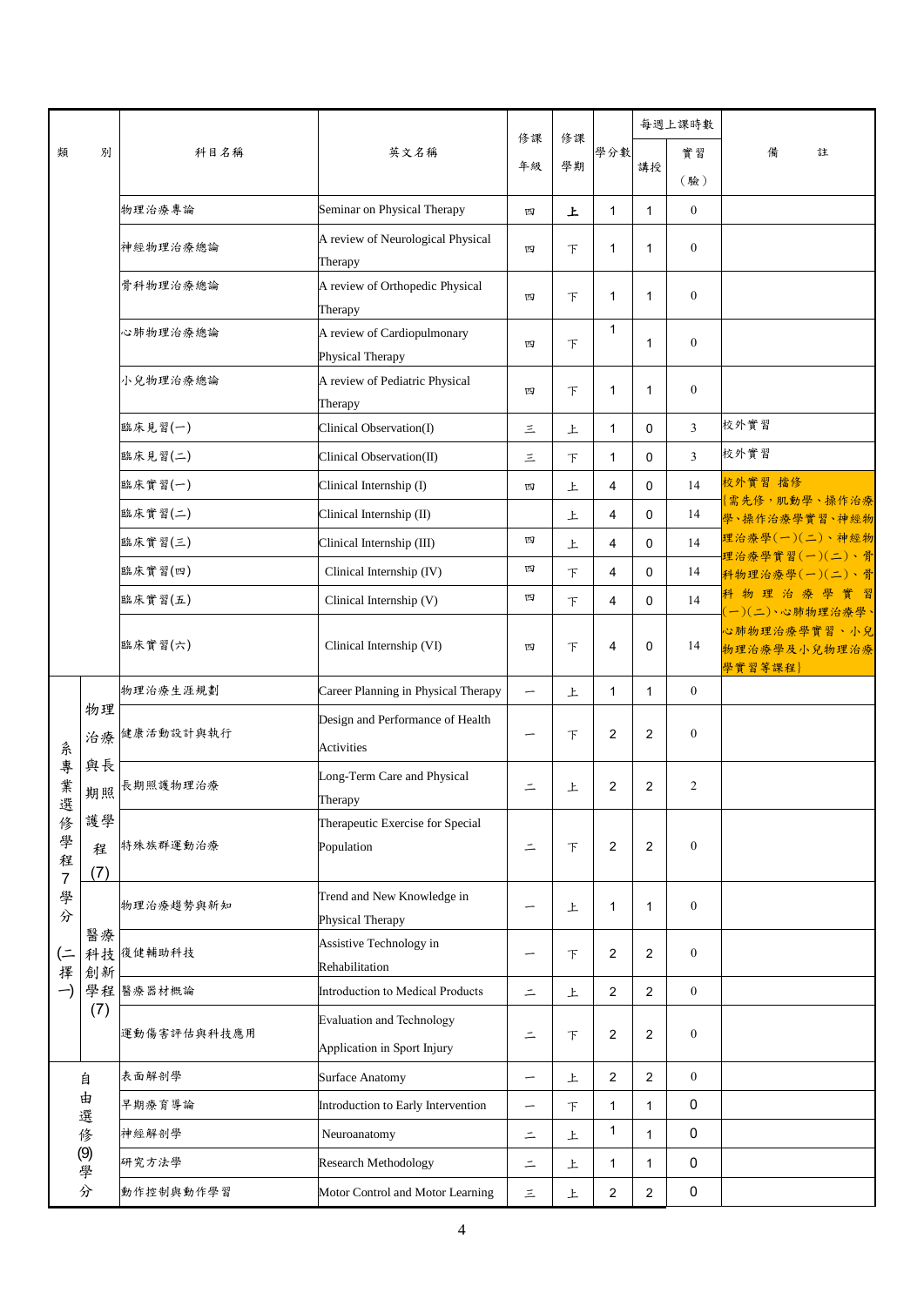| 類別 | | 科目名稱 | 英文名稱 | 修課年級 | 修課學期 | 學分數 | 每週上課時數 講授 | 每週上課時數 實習(驗) | 備註 |
|---|---|---|---|---|---|---|---|---|---|
| | | 物理治療專論 | Seminar on Physical Therapy | 四 | 上 | 1 | 1 | 0 | |
| | | 神經物理治療總論 | A review of Neurological Physical Therapy | 四 | 下 | 1 | 1 | 0 | |
| | | 骨科物理治療總論 | A review of Orthopedic Physical Therapy | 四 | 下 | 1 | 1 | 0 | |
| | | 心肺物理治療總論 | A review of Cardiopulmonary Physical Therapy | 四 | 下 | 1 | 1 | 0 | |
| | | 小兒物理治療總論 | A review of Pediatric Physical Therapy | 四 | 下 | 1 | 1 | 0 | |
| | | 臨床見習(一) | Clinical Observation(I) | 三 | 上 | 1 | 0 | 3 | 校外實習 |
| | | 臨床見習(二) | Clinical Observation(II) | 三 | 下 | 1 | 0 | 3 | 校外實習 |
| | | 臨床實習(一) | Clinical Internship (I) | 四 | 上 | 4 | 0 | 14 | 校外實習 擋修 (需先修，肌動學、操作治療學、操作治療學實習、神經物理治療學(一)(二)、神經物理治療學實習(一)(二)、骨科物理治療學(一)(二)、骨科物理治療學實習(一)(二)、心肺物理治療學、心肺物理治療學實習、小兒物理治療學及小兒物理治療學實習等課程) |
| | | 臨床實習(二) | Clinical Internship (II) | | 上 | 4 | 0 | 14 | |
| | | 臨床實習(三) | Clinical Internship (III) | 四 | 上 | 4 | 0 | 14 | |
| | | 臨床實習(四) | Clinical Internship (IV) | 四 | 下 | 4 | 0 | 14 | |
| | | 臨床實習(五) | Clinical Internship (V) | 四 | 下 | 4 | 0 | 14 | |
| | | 臨床實習(六) | Clinical Internship (VI) | 四 | 下 | 4 | 0 | 14 | |
| 系專業選修學程7學分(二擇一) | 物理治療與長期照護學程(7) | 物理治療生涯規劃 | Career Planning in Physical Therapy | 一 | 上 | 1 | 1 | 0 | |
| | | 健康活動設計與執行 | Design and Performance of Health Activities | 一 | 下 | 2 | 2 | 0 | |
| | | 長期照護物理治療 | Long-Term Care and Physical Therapy | 二 | 上 | 2 | 2 | 2 | |
| | | 特殊族群運動治療 | Therapeutic Exercise for Special Population | 二 | 下 | 2 | 2 | 0 | |
| | 醫療科技創新學程(7) | 物理治療趨勢與新知 | Trend and New Knowledge in Physical Therapy | 一 | 上 | 1 | 1 | 0 | |
| | | 復健輔助科技 | Assistive Technology in Rehabilitation | 一 | 下 | 2 | 2 | 0 | |
| | | 醫療器材概論 | Introduction to Medical Products | 二 | 上 | 2 | 2 | 0 | |
| | | 運動傷害評估與科技應用 | Evaluation and Technology Application in Sport Injury | 二 | 下 | 2 | 2 | 0 | |
| 自由選修(9)學分 | | 表面解剖學 | Surface Anatomy | 一 | 上 | 2 | 2 | 0 | |
| | | 早期療育導論 | Introduction to Early Intervention | 一 | 下 | 1 | 1 | 0 | |
| | | 神經解剖學 | Neuroanatomy | 二 | 上 | 1 | 1 | 0 | |
| | | 研究方法學 | Research Methodology | 二 | 上 | 1 | 1 | 0 | |
| | | 動作控制與動作學習 | Motor Control and Motor Learning | 三 | 上 | 2 | 2 | 0 | |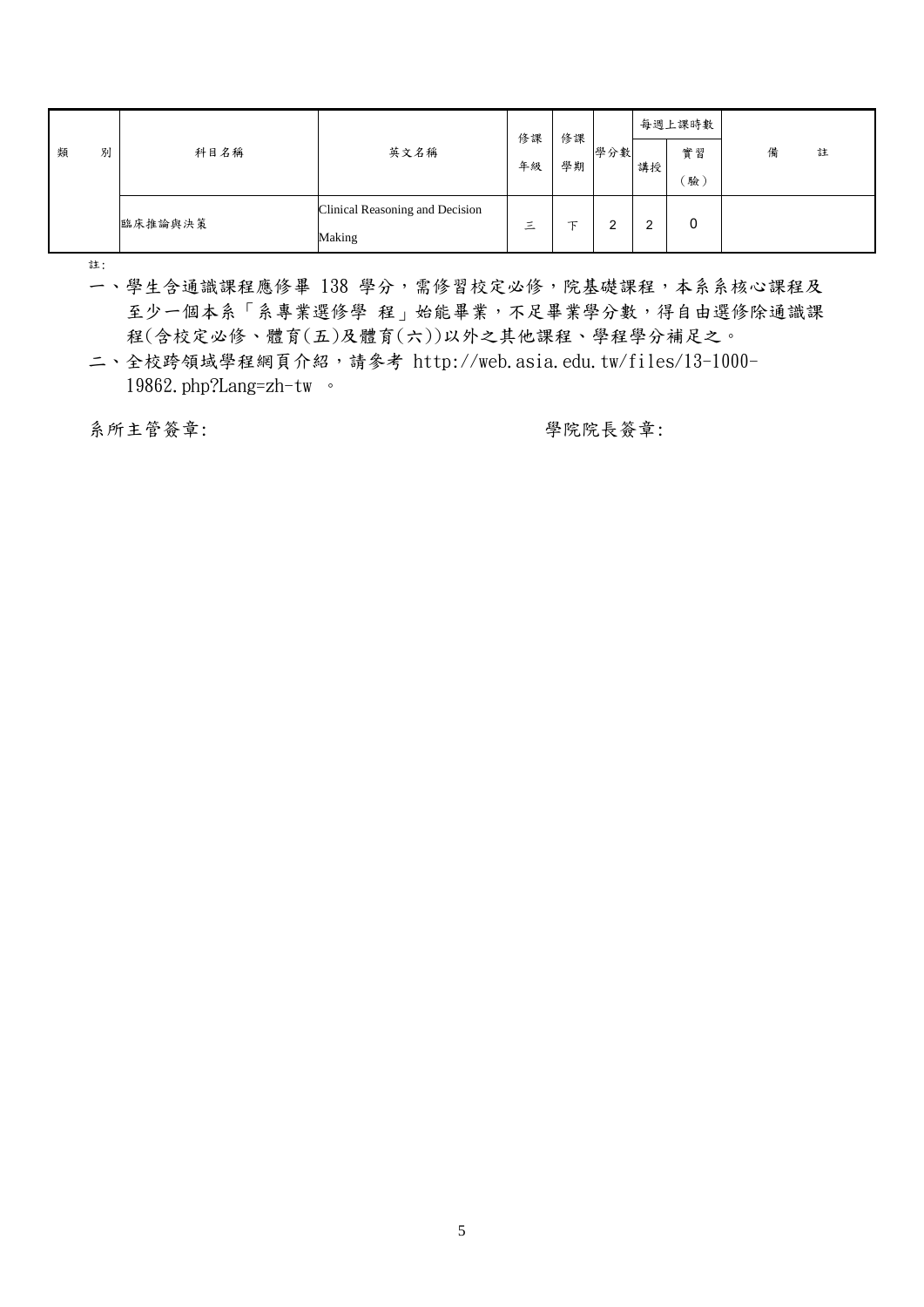| 類　　別 | 科目名稱 | 英文名稱 | 修課年級 | 修課學期 | 學分數 | 每週上課時數 | | 備　　註 |
|---|---|---|---|---|---|---|---|---|
| | | | | | | 講授 | 實習（驗） | |
| | 臨床推論與決策 | Clinical Reasoning and Decision Making | 三 | 下 | 2 | 2 | 0 | |

註:

一、學生含通識課程應修畢 138 學分，需修習校定必修，院基礎課程，本系系核心課程及至少一個本系「系專業選修學 程」始能畢業，不足畢業學分數，得自由選修除通識課程(含校定必修、體育(五)及體育(六))以外之其他課程、學程學分補足之。

二、全校跨領域學程網頁介紹，請參考 http://web.asia.edu.tw/files/13-1000-19862.php?Lang=zh-tw 。

系所主管簽章:　　　　　　　　　　　　　　學院院長簽章: